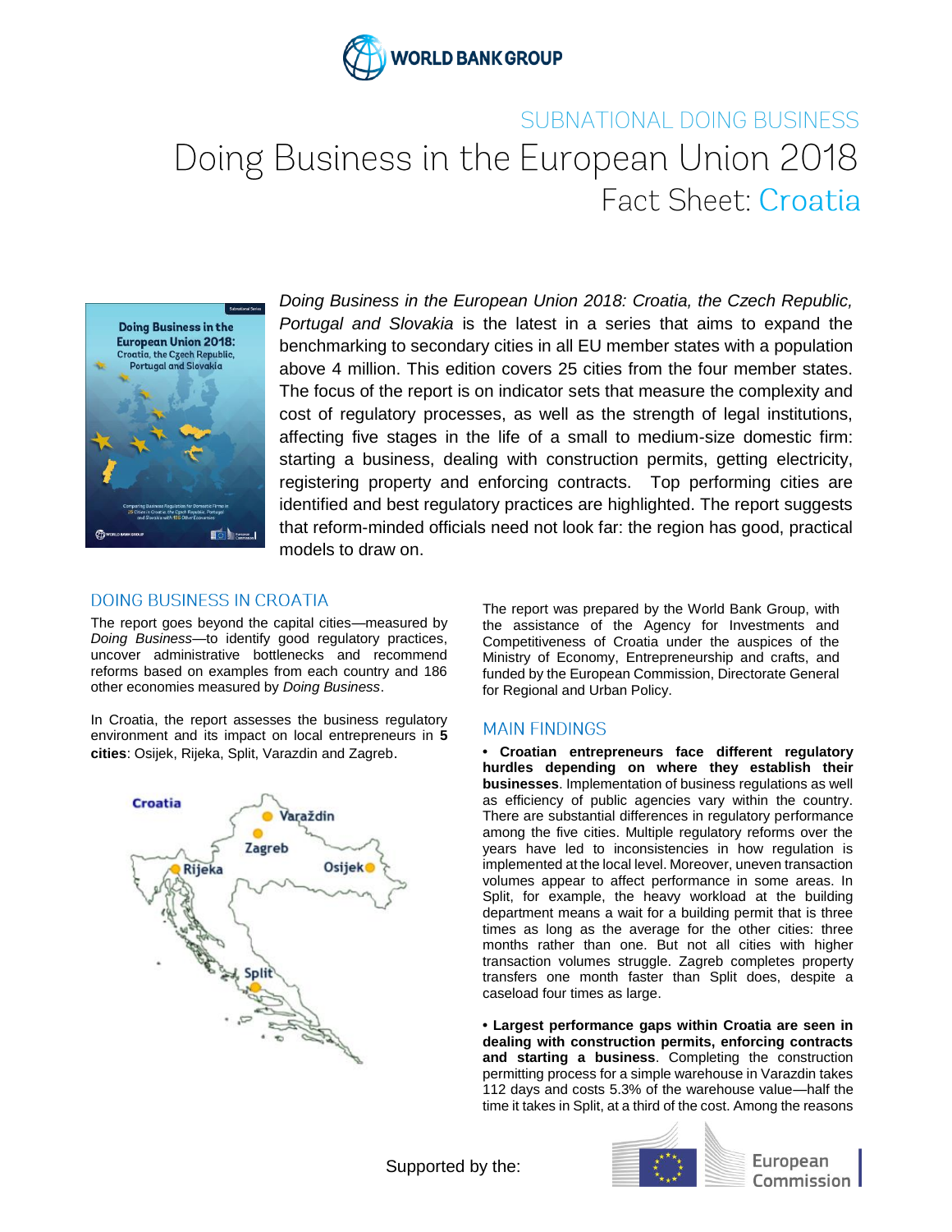WORLD BANK GROUP

SUBNATIONAL DOING BUSINESS

# Doing Business in the European Union 2018

## Fact Sheet: Croatia

*Doing Business in the European Union 2018: Croatia, the Czech Republic, Portugal and Slovakia* is the latest in a series that aims to expand the benchmarking to secondary cities in all EU member states with a population above 4 million. This edition covers 25 cities from the four member states. The focus of the report is on indicator sets that measure the complexity and cost of regulatory processes, as well as the strength of legal institutions, affecting five stages in the life of a small to medium-size domestic firm: starting a business, dealing with construction permits, getting electricity, registering property and enforcing contracts. Top performing cities are identified and best regulatory practices are highlighted. The report suggests that reform-minded officials need not look far: the region has good, practical models to draw on.

## DOING BUSINESS IN CROATIA

The report goes beyond the capital cities—measured by *Doing Business*—to identify good regulatory practices, uncover administrative bottlenecks and recommend reforms based on examples from each country and 186 other economies measured by *Doing Business*.

In Croatia, the report assesses the business regulatory environment and its impact on local entrepreneurs in **5 cities**: Osijek, Rijeka, Split, Varazdin and Zagreb.

The report was prepared by the World Bank Group, with the assistance of the Agency for Investments and Competitiveness of Croatia under the auspices of the Ministry of Economy, Entrepreneurship and crafts, and funded by the European Commission, Directorate General for Regional and Urban Policy.

## MAIN FINDINGS

- **Croatian entrepreneurs face different regulatory hurdles depending on where they establish their businesses**. Implementation of business regulations as well as efficiency of public agencies vary within the country. There are substantial differences in regulatory performance among the five cities. Multiple regulatory reforms over the years have led to inconsistencies in how regulation is implemented at the local level. Moreover, uneven transaction volumes appear to affect performance in some areas. In Split, for example, the heavy workload at the building department means a wait for a building permit that is three times as long as the average for the other cities: three months rather than one. But not all cities with higher transaction volumes struggle. Zagreb completes property transfers one month faster than Split does, despite a caseload four times as large.

- **Largest performance gaps within Croatia are seen in dealing with construction permits, enforcing contracts and starting a business**. Completing the construction permitting process for a simple warehouse in Varazdin takes 112 days and costs 5.3% of the warehouse value—half the time it takes in Split, at a third of the cost. Among the reasons

Supported by the: European Commission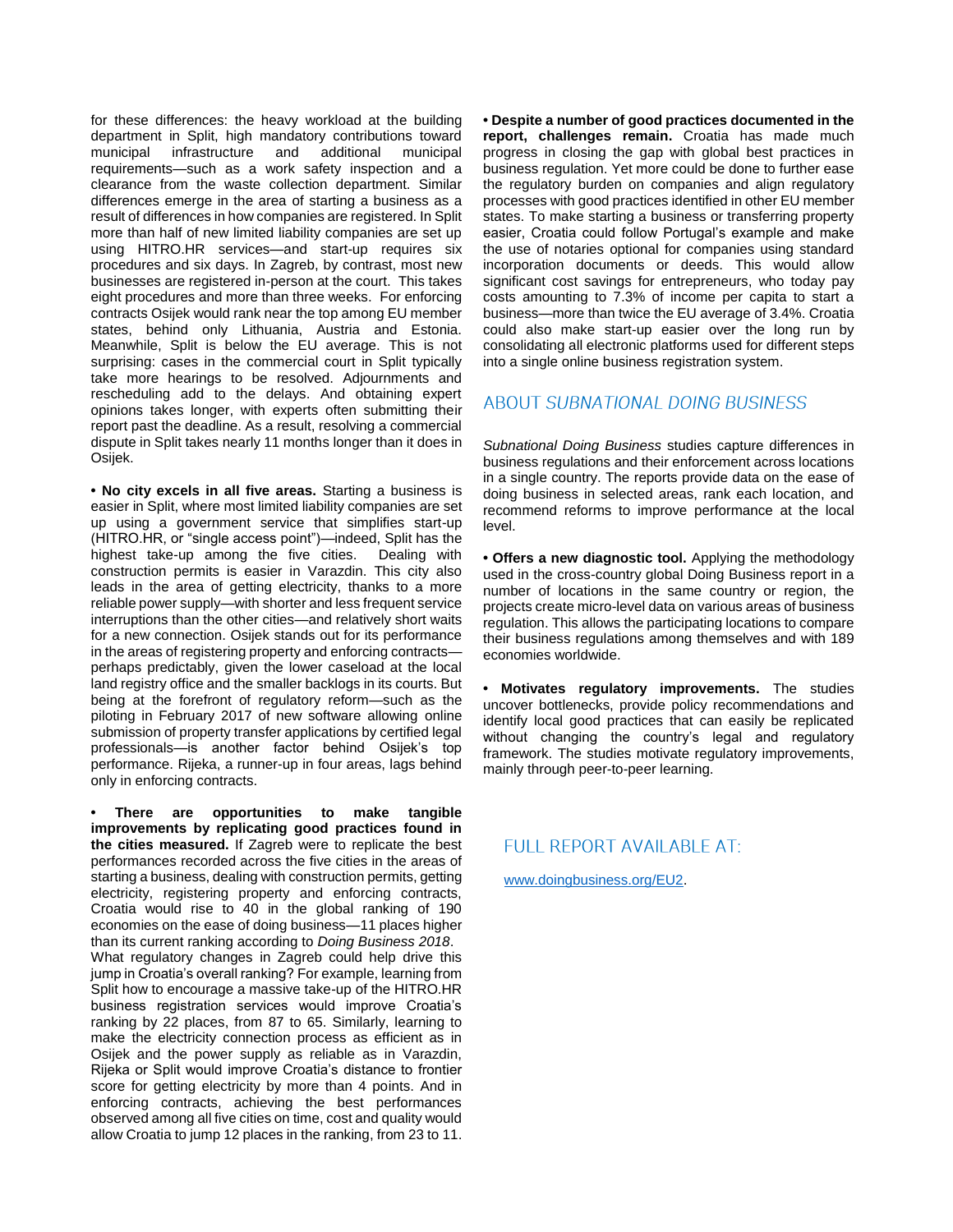for these differences: the heavy workload at the building department in Split, high mandatory contributions toward municipal infrastructure and additional municipal requirements—such as a work safety inspection and a clearance from the waste collection department. Similar differences emerge in the area of starting a business as a result of differences in how companies are registered. In Split more than half of new limited liability companies are set up using HITRO.HR services—and start-up requires six procedures and six days. In Zagreb, by contrast, most new businesses are registered in-person at the court. This takes eight procedures and more than three weeks. For enforcing contracts Osijek would rank near the top among EU member states, behind only Lithuania, Austria and Estonia. Meanwhile, Split is below the EU average. This is not surprising: cases in the commercial court in Split typically take more hearings to be resolved. Adjournments and rescheduling add to the delays. And obtaining expert opinions takes longer, with experts often submitting their report past the deadline. As a result, resolving a commercial dispute in Split takes nearly 11 months longer than it does in Osijek.

• **No city excels in all five areas.** Starting a business is easier in Split, where most limited liability companies are set up using a government service that simplifies start-up (HITRO.HR, or "single access point")—indeed, Split has the highest take-up among the five cities. Dealing with construction permits is easier in Varazdin. This city also leads in the area of getting electricity, thanks to a more reliable power supply—with shorter and less frequent service interruptions than the other cities—and relatively short waits for a new connection. Osijek stands out for its performance in the areas of registering property and enforcing contracts—perhaps predictably, given the lower caseload at the local land registry office and the smaller backlogs in its courts. But being at the forefront of regulatory reform—such as the piloting in February 2017 of new software allowing online submission of property transfer applications by certified legal professionals—is another factor behind Osijek's top performance. Rijeka, a runner-up in four areas, lags behind only in enforcing contracts.

• **There are opportunities to make tangible improvements by replicating good practices found in the cities measured.** If Zagreb were to replicate the best performances recorded across the five cities in the areas of starting a business, dealing with construction permits, getting electricity, registering property and enforcing contracts, Croatia would rise to 40 in the global ranking of 190 economies on the ease of doing business—11 places higher than its current ranking according to *Doing Business 2018*. What regulatory changes in Zagreb could help drive this jump in Croatia's overall ranking? For example, learning from Split how to encourage a massive take-up of the HITRO.HR business registration services would improve Croatia's ranking by 22 places, from 87 to 65. Similarly, learning to make the electricity connection process as efficient as in Osijek and the power supply as reliable as in Varazdin, Rijeka or Split would improve Croatia's distance to frontier score for getting electricity by more than 4 points. And in enforcing contracts, achieving the best performances observed among all five cities on time, cost and quality would allow Croatia to jump 12 places in the ranking, from 23 to 11.

• **Despite a number of good practices documented in the report, challenges remain.** Croatia has made much progress in closing the gap with global best practices in business regulation. Yet more could be done to further ease the regulatory burden on companies and align regulatory processes with good practices identified in other EU member states. To make starting a business or transferring property easier, Croatia could follow Portugal's example and make the use of notaries optional for companies using standard incorporation documents or deeds. This would allow significant cost savings for entrepreneurs, who today pay costs amounting to 7.3% of income per capita to start a business—more than twice the EU average of 3.4%. Croatia could also make start-up easier over the long run by consolidating all electronic platforms used for different steps into a single online business registration system.

## ABOUT *SUBNATIONAL DOING BUSINESS*

*Subnational Doing Business* studies capture differences in business regulations and their enforcement across locations in a single country. The reports provide data on the ease of doing business in selected areas, rank each location, and recommend reforms to improve performance at the local level.

• **Offers a new diagnostic tool.** Applying the methodology used in the cross-country global Doing Business report in a number of locations in the same country or region, the projects create micro-level data on various areas of business regulation. This allows the participating locations to compare their business regulations among themselves and with 189 economies worldwide.

• **Motivates regulatory improvements.** The studies uncover bottlenecks, provide policy recommendations and identify local good practices that can easily be replicated without changing the country's legal and regulatory framework. The studies motivate regulatory improvements, mainly through peer-to-peer learning.

## FULL REPORT AVAILABLE AT:

www.doingbusiness.org/EU2.